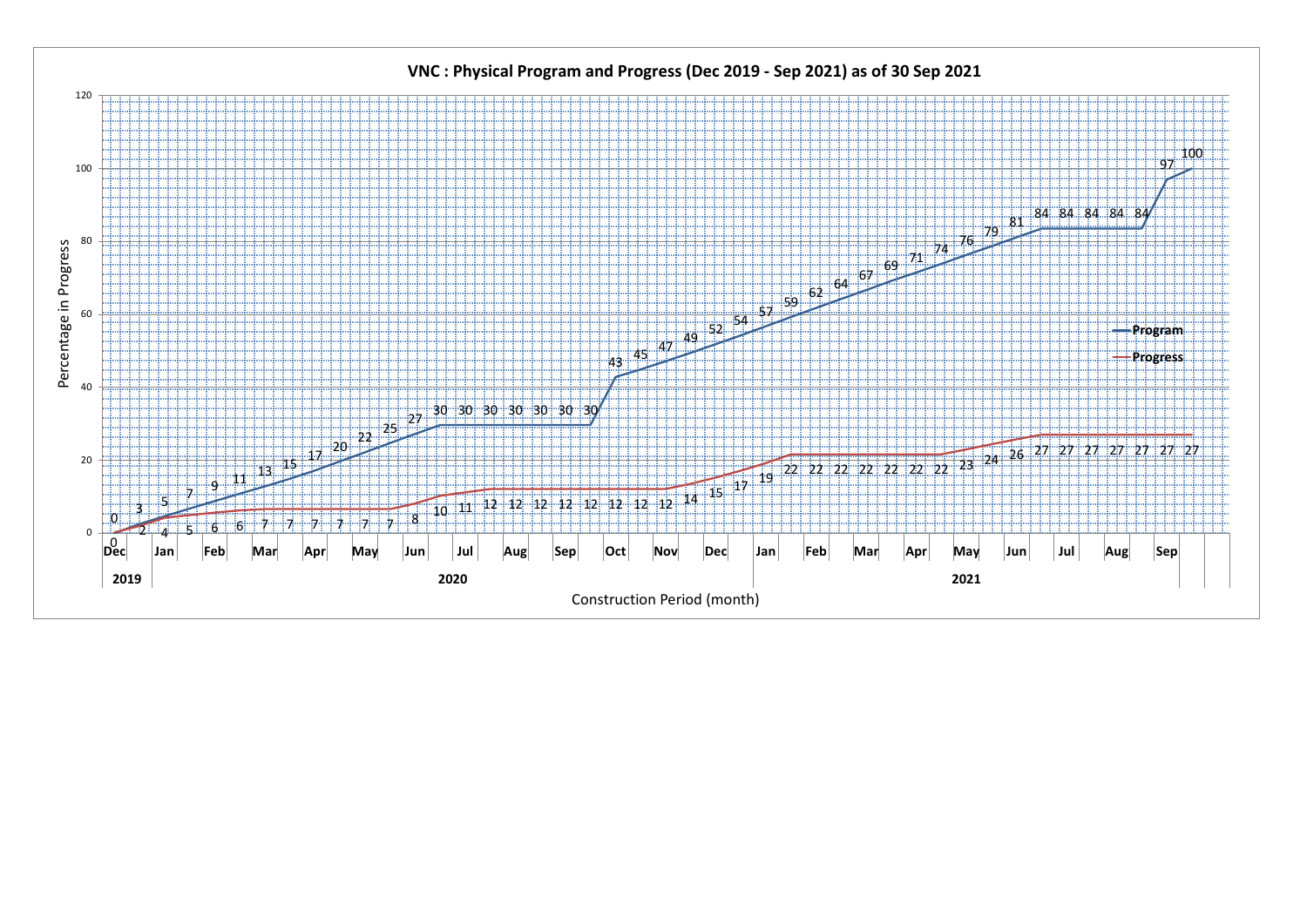# VNC : Physical Program and Progress (Dec 2019 - Sep 2021) as of 30 Sep 2021

Percentage in Progress

| Year | Month | Program | | Progress | |
|---|---|---|---|---|---|
| 2019 | Dec | 0 | 3 | 0 | 2 |
| 2020 | Jan | 5 | 7 | 4 | 5 |
| | Feb | 9 | 11 | 6 | 6 |
| | Mar | 13 | 15 | 7 | 7 |
| | Apr | 17 | 20 | 7 | 7 |
| | May | 22 | 25 | 7 | 7 |
| | Jun | 27 | 30 | 8 | 10 |
| | Jul | 30 | 30 | 11 | 12 |
| | Aug | 30 | 30 | 12 | 12 |
| | Sep | 30 | 30 | 12 | 12 |
| | Oct | 43 | 45 | 12 | 12 |
| | Nov | 47 | 49 | 14 | 15 |
| | Dec | 52 | 54 | 17 | 19 |
| 2021 | Jan | 57 | 59 | 22 | 22 |
| | Feb | 62 | 64 | 22 | 22 |
| | Mar | 67 | 69 | 22 | 22 |
| | Apr | 71 | 74 | 22 | 23 |
| | May | 76 | 79 | 24 | 26 |
| | Jun | 81 | 84 | 27 | 27 |
| | Jul | 84 | 84 | 27 | 27 |
| | Aug | 84 | 84 | 27 | 27 |
| | Sep | 97 | 100 | 27 | 27 |

Construction Period (month)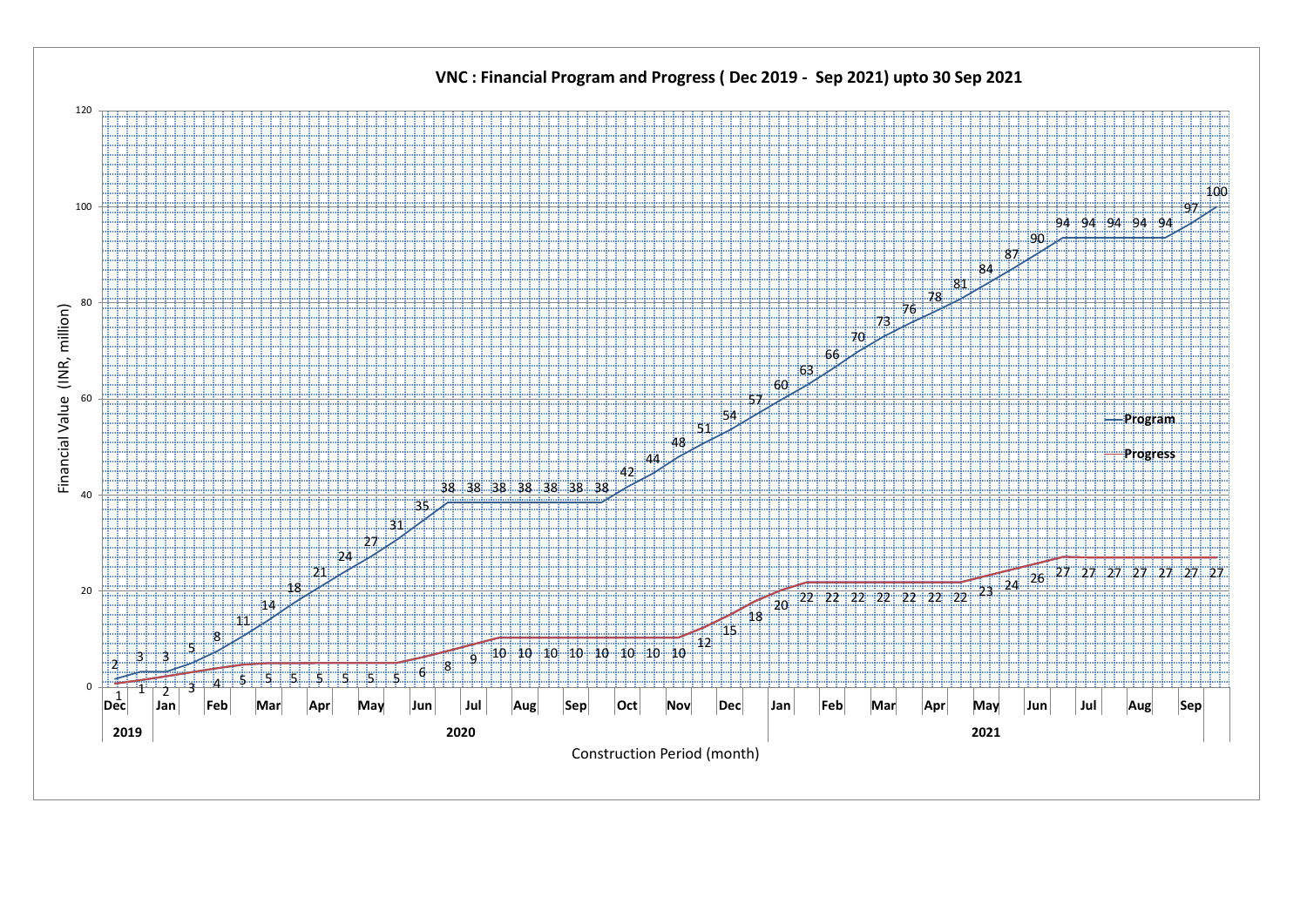**VNC : Financial Program and Progress ( Dec 2019 - Sep 2021) upto 30 Sep 2021**

Financial Value (INR, million)

120
100
80
60
40
20
0

Program

Progress

2 3 3 5 8 11 14 18 21 24 27 31 35 38 38 38 38 38 38 38 42 44 48 51 54 57 60 63 66 70 73 76 78 81 84 87 90 94 94 94 94 94 97 100

1 1 2 3 4 5 5 5 5 5 5 5 6 8 9 10 10 10 10 10 10 10 10 12 15 18 20 22 22 22 22 22 22 22 23 24 26 27 27 27 27 27 27 27

Dec Jan Feb Mar Apr May Jun Jul Aug Sep Oct Nov Dec Jan Feb Mar Apr May Jun Jul Aug Sep

2019 2020 2021

Construction Period (month)